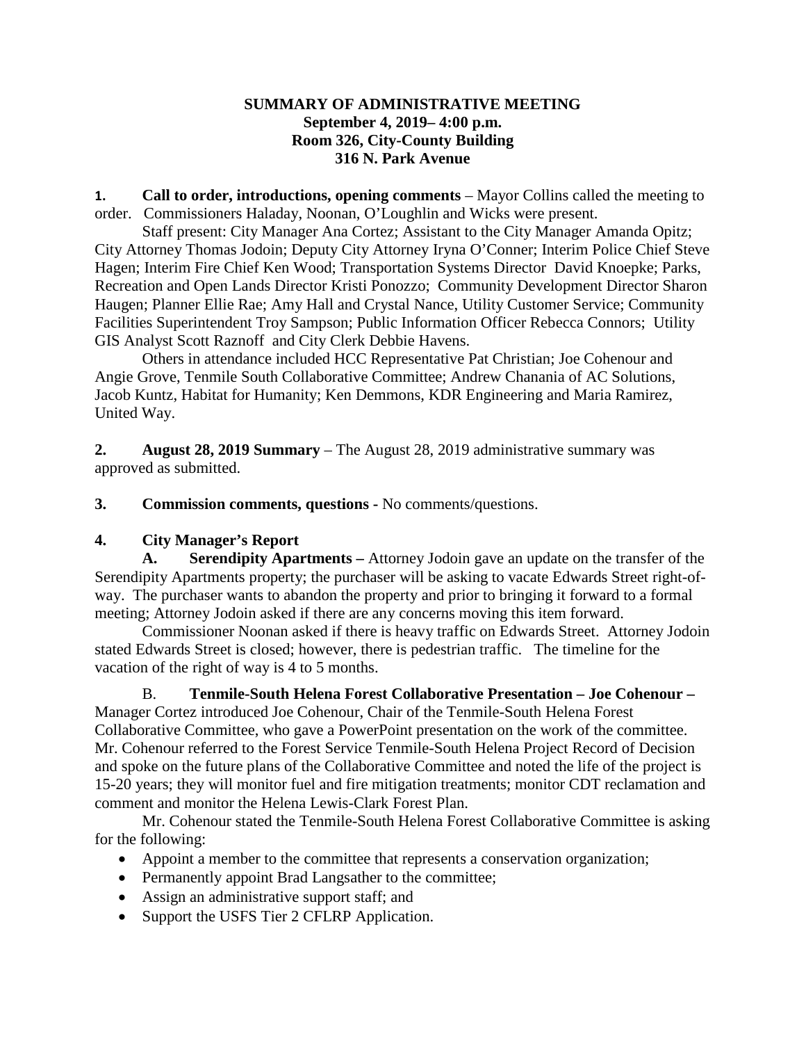**SUMMARY OF ADMINISTRATIVE MEETING**
**September 4, 2019– 4:00 p.m.**
**Room 326, City-County Building**
**316 N. Park Avenue**

**1. Call to order, introductions, opening comments** – Mayor Collins called the meeting to order. Commissioners Haladay, Noonan, O'Loughlin and Wicks were present.

Staff present: City Manager Ana Cortez; Assistant to the City Manager Amanda Opitz; City Attorney Thomas Jodoin; Deputy City Attorney Iryna O'Conner; Interim Police Chief Steve Hagen; Interim Fire Chief Ken Wood; Transportation Systems Director David Knoepke; Parks, Recreation and Open Lands Director Kristi Ponozzo; Community Development Director Sharon Haugen; Planner Ellie Rae; Amy Hall and Crystal Nance, Utility Customer Service; Community Facilities Superintendent Troy Sampson; Public Information Officer Rebecca Connors; Utility GIS Analyst Scott Raznoff and City Clerk Debbie Havens.

Others in attendance included HCC Representative Pat Christian; Joe Cohenour and Angie Grove, Tenmile South Collaborative Committee; Andrew Chanania of AC Solutions, Jacob Kuntz, Habitat for Humanity; Ken Demmons, KDR Engineering and Maria Ramirez, United Way.

**2. August 28, 2019 Summary** – The August 28, 2019 administrative summary was approved as submitted.

**3. Commission comments, questions -** No comments/questions.

**4. City Manager's Report**

**A. Serendipity Apartments –** Attorney Jodoin gave an update on the transfer of the Serendipity Apartments property; the purchaser will be asking to vacate Edwards Street right-of-way. The purchaser wants to abandon the property and prior to bringing it forward to a formal meeting; Attorney Jodoin asked if there are any concerns moving this item forward.

Commissioner Noonan asked if there is heavy traffic on Edwards Street. Attorney Jodoin stated Edwards Street is closed; however, there is pedestrian traffic. The timeline for the vacation of the right of way is 4 to 5 months.

B. **Tenmile-South Helena Forest Collaborative Presentation – Joe Cohenour –** Manager Cortez introduced Joe Cohenour, Chair of the Tenmile-South Helena Forest Collaborative Committee, who gave a PowerPoint presentation on the work of the committee. Mr. Cohenour referred to the Forest Service Tenmile-South Helena Project Record of Decision and spoke on the future plans of the Collaborative Committee and noted the life of the project is 15-20 years; they will monitor fuel and fire mitigation treatments; monitor CDT reclamation and comment and monitor the Helena Lewis-Clark Forest Plan.

Mr. Cohenour stated the Tenmile-South Helena Forest Collaborative Committee is asking for the following:

- Appoint a member to the committee that represents a conservation organization;
- Permanently appoint Brad Langsather to the committee;
- Assign an administrative support staff; and
- Support the USFS Tier 2 CFLRP Application.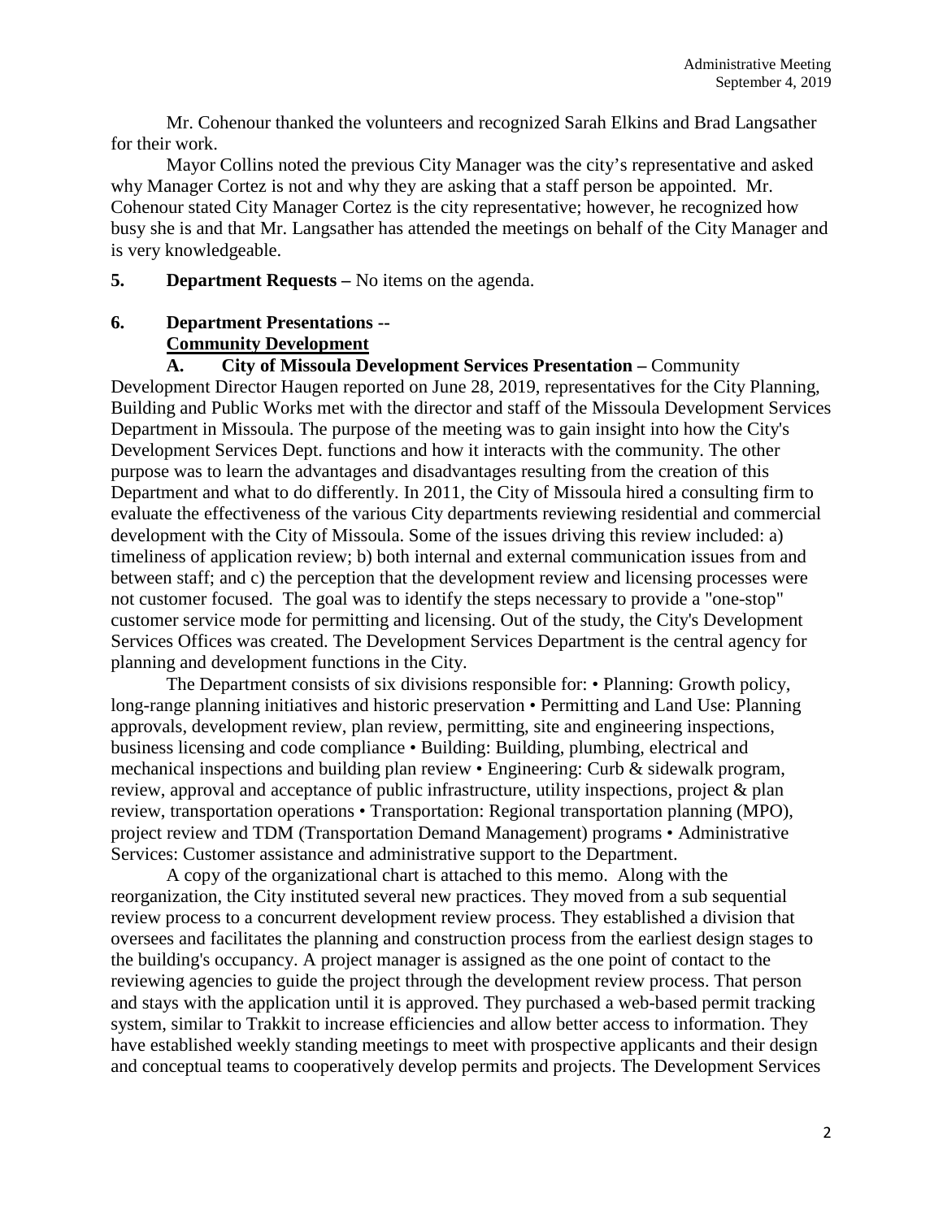Mr. Cohenour thanked the volunteers and recognized Sarah Elkins and Brad Langsather for their work.

Mayor Collins noted the previous City Manager was the city's representative and asked why Manager Cortez is not and why they are asking that a staff person be appointed. Mr. Cohenour stated City Manager Cortez is the city representative; however, he recognized how busy she is and that Mr. Langsather has attended the meetings on behalf of the City Manager and is very knowledgeable.

**5. Department Requests –** No items on the agenda.

**6. Department Presentations --**
**Community Development**

**A. City of Missoula Development Services Presentation –** Community Development Director Haugen reported on June 28, 2019, representatives for the City Planning, Building and Public Works met with the director and staff of the Missoula Development Services Department in Missoula. The purpose of the meeting was to gain insight into how the City's Development Services Dept. functions and how it interacts with the community. The other purpose was to learn the advantages and disadvantages resulting from the creation of this Department and what to do differently. In 2011, the City of Missoula hired a consulting firm to evaluate the effectiveness of the various City departments reviewing residential and commercial development with the City of Missoula. Some of the issues driving this review included: a) timeliness of application review; b) both internal and external communication issues from and between staff; and c) the perception that the development review and licensing processes were not customer focused. The goal was to identify the steps necessary to provide a "one-stop" customer service mode for permitting and licensing. Out of the study, the City's Development Services Offices was created. The Development Services Department is the central agency for planning and development functions in the City.

The Department consists of six divisions responsible for: • Planning: Growth policy, long-range planning initiatives and historic preservation • Permitting and Land Use: Planning approvals, development review, plan review, permitting, site and engineering inspections, business licensing and code compliance • Building: Building, plumbing, electrical and mechanical inspections and building plan review • Engineering: Curb & sidewalk program, review, approval and acceptance of public infrastructure, utility inspections, project & plan review, transportation operations • Transportation: Regional transportation planning (MPO), project review and TDM (Transportation Demand Management) programs • Administrative Services: Customer assistance and administrative support to the Department.

A copy of the organizational chart is attached to this memo. Along with the reorganization, the City instituted several new practices. They moved from a sub sequential review process to a concurrent development review process. They established a division that oversees and facilitates the planning and construction process from the earliest design stages to the building's occupancy. A project manager is assigned as the one point of contact to the reviewing agencies to guide the project through the development review process. That person and stays with the application until it is approved. They purchased a web-based permit tracking system, similar to Trakkit to increase efficiencies and allow better access to information. They have established weekly standing meetings to meet with prospective applicants and their design and conceptual teams to cooperatively develop permits and projects. The Development Services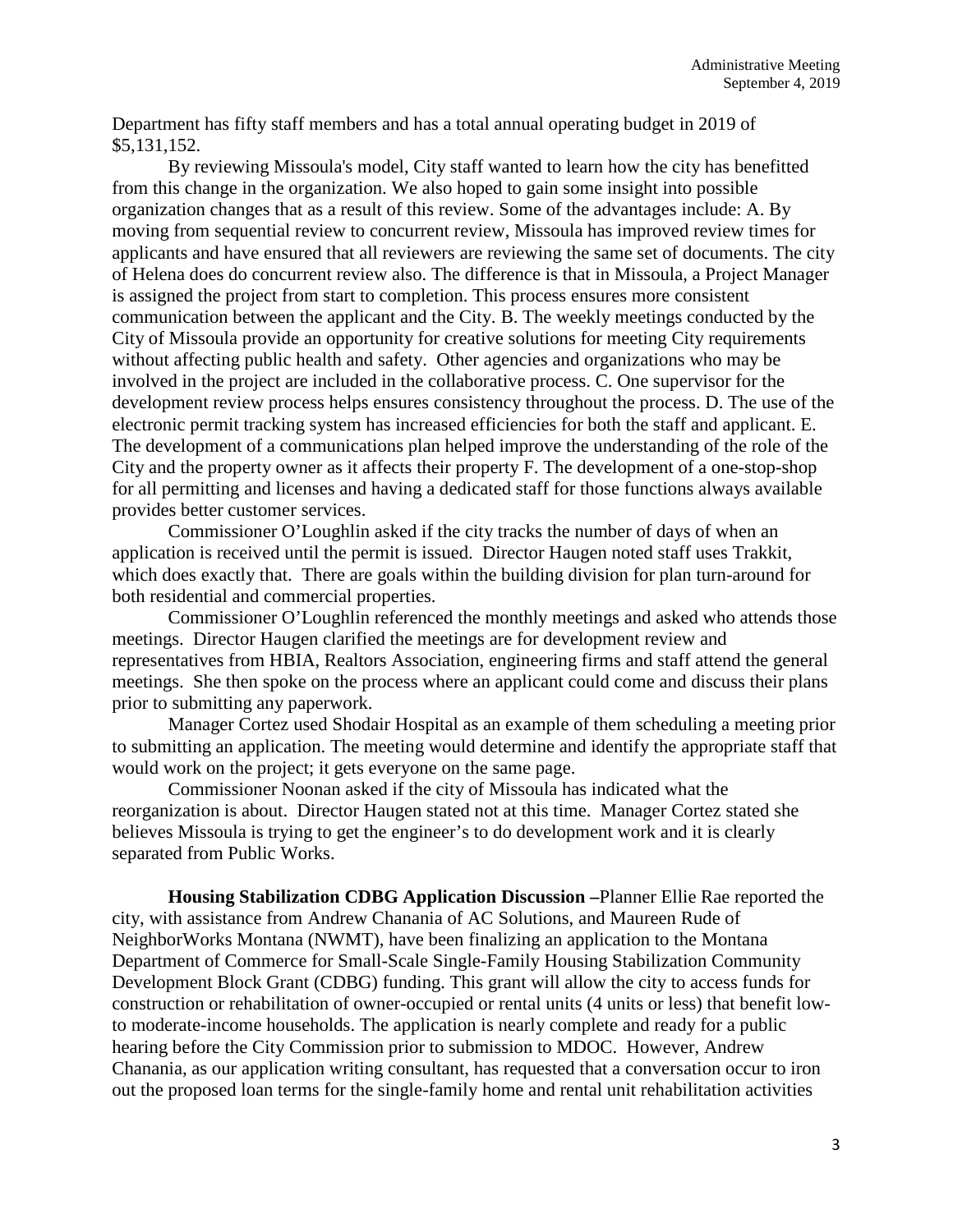Department has fifty staff members and has a total annual operating budget in 2019 of $5,131,152.

By reviewing Missoula's model, City staff wanted to learn how the city has benefitted from this change in the organization. We also hoped to gain some insight into possible organization changes that as a result of this review. Some of the advantages include: A. By moving from sequential review to concurrent review, Missoula has improved review times for applicants and have ensured that all reviewers are reviewing the same set of documents. The city of Helena does do concurrent review also. The difference is that in Missoula, a Project Manager is assigned the project from start to completion. This process ensures more consistent communication between the applicant and the City. B. The weekly meetings conducted by the City of Missoula provide an opportunity for creative solutions for meeting City requirements without affecting public health and safety. Other agencies and organizations who may be involved in the project are included in the collaborative process. C. One supervisor for the development review process helps ensures consistency throughout the process. D. The use of the electronic permit tracking system has increased efficiencies for both the staff and applicant. E. The development of a communications plan helped improve the understanding of the role of the City and the property owner as it affects their property F. The development of a one-stop-shop for all permitting and licenses and having a dedicated staff for those functions always available provides better customer services.

Commissioner O'Loughlin asked if the city tracks the number of days of when an application is received until the permit is issued. Director Haugen noted staff uses Trakkit, which does exactly that. There are goals within the building division for plan turn-around for both residential and commercial properties.

Commissioner O'Loughlin referenced the monthly meetings and asked who attends those meetings. Director Haugen clarified the meetings are for development review and representatives from HBIA, Realtors Association, engineering firms and staff attend the general meetings. She then spoke on the process where an applicant could come and discuss their plans prior to submitting any paperwork.

Manager Cortez used Shodair Hospital as an example of them scheduling a meeting prior to submitting an application. The meeting would determine and identify the appropriate staff that would work on the project; it gets everyone on the same page.

Commissioner Noonan asked if the city of Missoula has indicated what the reorganization is about. Director Haugen stated not at this time. Manager Cortez stated she believes Missoula is trying to get the engineer's to do development work and it is clearly separated from Public Works.

**Housing Stabilization CDBG Application Discussion –**Planner Ellie Rae reported the city, with assistance from Andrew Chanania of AC Solutions, and Maureen Rude of NeighborWorks Montana (NWMT), have been finalizing an application to the Montana Department of Commerce for Small-Scale Single-Family Housing Stabilization Community Development Block Grant (CDBG) funding. This grant will allow the city to access funds for construction or rehabilitation of owner-occupied or rental units (4 units or less) that benefit low-to moderate-income households. The application is nearly complete and ready for a public hearing before the City Commission prior to submission to MDOC. However, Andrew Chanania, as our application writing consultant, has requested that a conversation occur to iron out the proposed loan terms for the single-family home and rental unit rehabilitation activities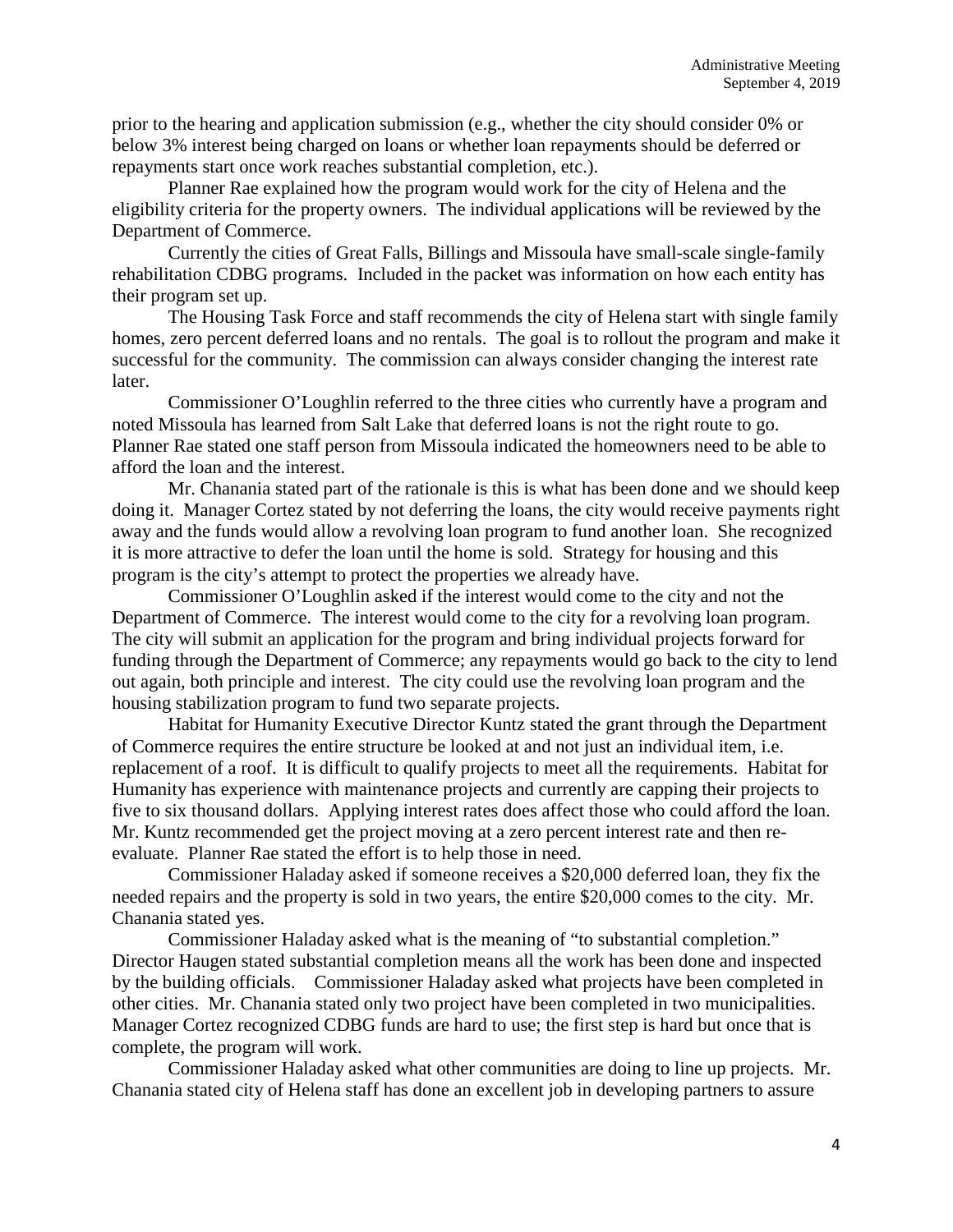prior to the hearing and application submission (e.g., whether the city should consider 0% or below 3% interest being charged on loans or whether loan repayments should be deferred or repayments start once work reaches substantial completion, etc.).

Planner Rae explained how the program would work for the city of Helena and the eligibility criteria for the property owners. The individual applications will be reviewed by the Department of Commerce.

Currently the cities of Great Falls, Billings and Missoula have small-scale single-family rehabilitation CDBG programs. Included in the packet was information on how each entity has their program set up.

The Housing Task Force and staff recommends the city of Helena start with single family homes, zero percent deferred loans and no rentals. The goal is to rollout the program and make it successful for the community. The commission can always consider changing the interest rate later.

Commissioner O'Loughlin referred to the three cities who currently have a program and noted Missoula has learned from Salt Lake that deferred loans is not the right route to go. Planner Rae stated one staff person from Missoula indicated the homeowners need to be able to afford the loan and the interest.

Mr. Chanania stated part of the rationale is this is what has been done and we should keep doing it. Manager Cortez stated by not deferring the loans, the city would receive payments right away and the funds would allow a revolving loan program to fund another loan. She recognized it is more attractive to defer the loan until the home is sold. Strategy for housing and this program is the city's attempt to protect the properties we already have.

Commissioner O'Loughlin asked if the interest would come to the city and not the Department of Commerce. The interest would come to the city for a revolving loan program. The city will submit an application for the program and bring individual projects forward for funding through the Department of Commerce; any repayments would go back to the city to lend out again, both principle and interest. The city could use the revolving loan program and the housing stabilization program to fund two separate projects.

Habitat for Humanity Executive Director Kuntz stated the grant through the Department of Commerce requires the entire structure be looked at and not just an individual item, i.e. replacement of a roof. It is difficult to qualify projects to meet all the requirements. Habitat for Humanity has experience with maintenance projects and currently are capping their projects to five to six thousand dollars. Applying interest rates does affect those who could afford the loan. Mr. Kuntz recommended get the project moving at a zero percent interest rate and then re-evaluate. Planner Rae stated the effort is to help those in need.

Commissioner Haladay asked if someone receives a $20,000 deferred loan, they fix the needed repairs and the property is sold in two years, the entire $20,000 comes to the city. Mr. Chanania stated yes.

Commissioner Haladay asked what is the meaning of "to substantial completion." Director Haugen stated substantial completion means all the work has been done and inspected by the building officials. Commissioner Haladay asked what projects have been completed in other cities. Mr. Chanania stated only two project have been completed in two municipalities. Manager Cortez recognized CDBG funds are hard to use; the first step is hard but once that is complete, the program will work.

Commissioner Haladay asked what other communities are doing to line up projects. Mr. Chanania stated city of Helena staff has done an excellent job in developing partners to assure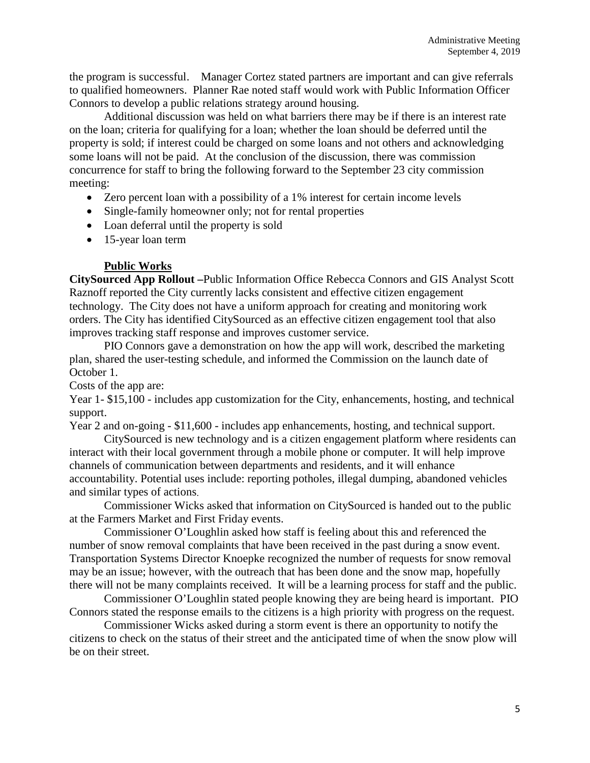the program is successful. Manager Cortez stated partners are important and can give referrals to qualified homeowners. Planner Rae noted staff would work with Public Information Officer Connors to develop a public relations strategy around housing.

Additional discussion was held on what barriers there may be if there is an interest rate on the loan; criteria for qualifying for a loan; whether the loan should be deferred until the property is sold; if interest could be charged on some loans and not others and acknowledging some loans will not be paid. At the conclusion of the discussion, there was commission concurrence for staff to bring the following forward to the September 23 city commission meeting:

- Zero percent loan with a possibility of a 1% interest for certain income levels
- Single-family homeowner only; not for rental properties
- Loan deferral until the property is sold
- 15-year loan term

**Public Works**

**CitySourced App Rollout –**Public Information Office Rebecca Connors and GIS Analyst Scott Raznoff reported the City currently lacks consistent and effective citizen engagement technology. The City does not have a uniform approach for creating and monitoring work orders. The City has identified CitySourced as an effective citizen engagement tool that also improves tracking staff response and improves customer service.

PIO Connors gave a demonstration on how the app will work, described the marketing plan, shared the user-testing schedule, and informed the Commission on the launch date of October 1.

Costs of the app are:

Year 1- $15,100 - includes app customization for the City, enhancements, hosting, and technical support.

Year 2 and on-going - $11,600 - includes app enhancements, hosting, and technical support.

CitySourced is new technology and is a citizen engagement platform where residents can interact with their local government through a mobile phone or computer. It will help improve channels of communication between departments and residents, and it will enhance accountability. Potential uses include: reporting potholes, illegal dumping, abandoned vehicles and similar types of actions.

Commissioner Wicks asked that information on CitySourced is handed out to the public at the Farmers Market and First Friday events.

Commissioner O'Loughlin asked how staff is feeling about this and referenced the number of snow removal complaints that have been received in the past during a snow event. Transportation Systems Director Knoepke recognized the number of requests for snow removal may be an issue; however, with the outreach that has been done and the snow map, hopefully there will not be many complaints received. It will be a learning process for staff and the public.

Commissioner O'Loughlin stated people knowing they are being heard is important. PIO Connors stated the response emails to the citizens is a high priority with progress on the request.

Commissioner Wicks asked during a storm event is there an opportunity to notify the citizens to check on the status of their street and the anticipated time of when the snow plow will be on their street.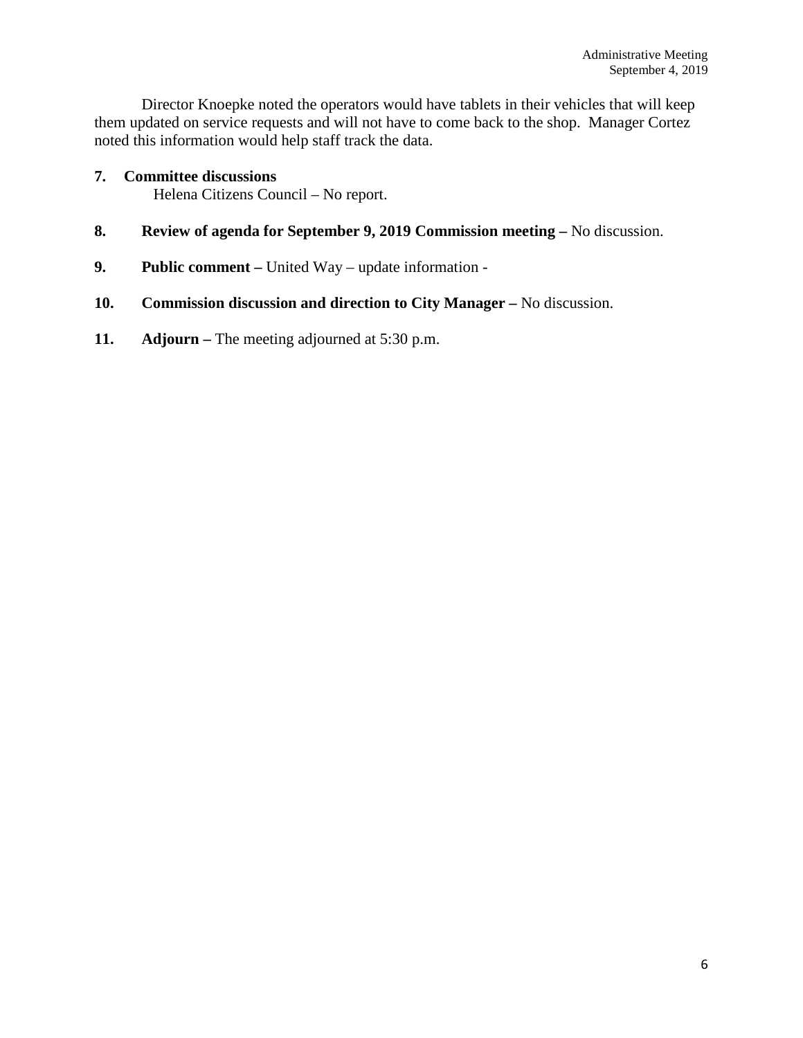Director Knoepke noted the operators would have tablets in their vehicles that will keep them updated on service requests and will not have to come back to the shop. Manager Cortez noted this information would help staff track the data.

**7. Committee discussions**

Helena Citizens Council – No report.

**8. Review of agenda for September 9, 2019 Commission meeting –** No discussion.

**9. Public comment –** United Way – update information -

**10. Commission discussion and direction to City Manager –** No discussion.

**11. Adjourn –** The meeting adjourned at 5:30 p.m.